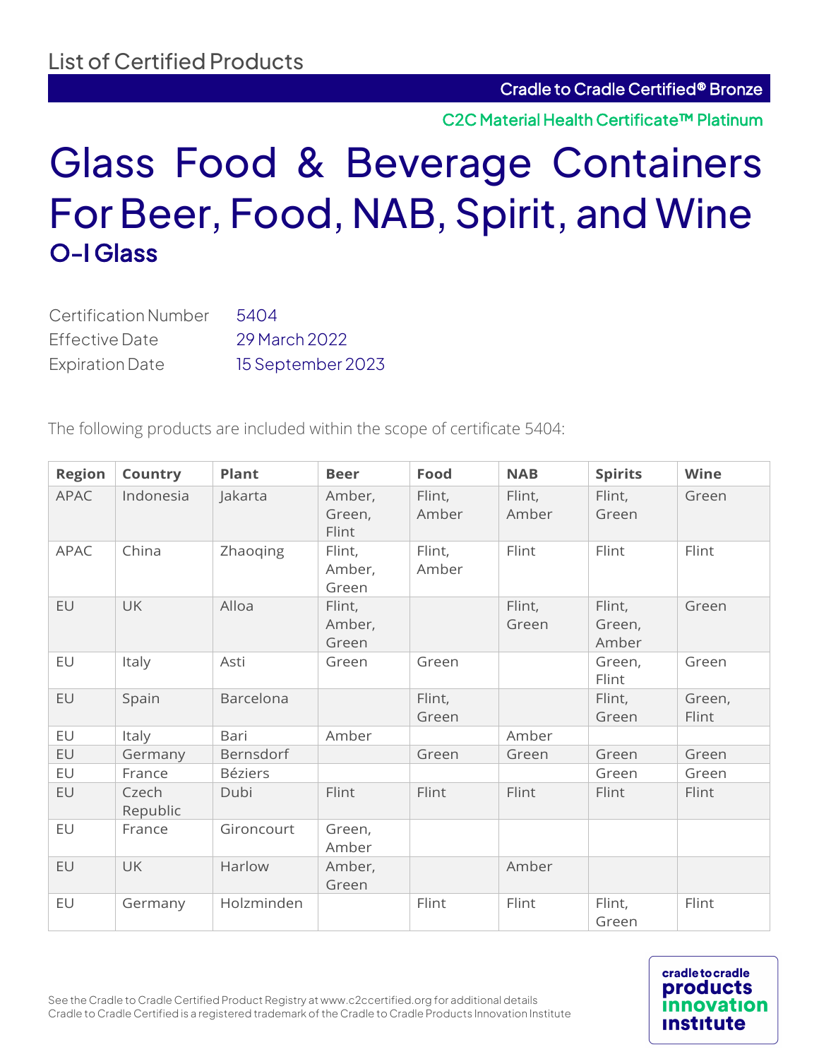List of Certified Products

Cradle to Cradle Certified® Bronze

C2C Material Health Certificate™ Platinum

# Glass Food & Beverage Containers For Beer, Food, NAB, Spirit, and Wine

## O-I Glass

Certification Number 5404
Effective Date 29 March 2022
Expiration Date 15 September 2023

The following products are included within the scope of certificate 5404:

| Region | Country | Plant | Beer | Food | NAB | Spirits | Wine |
|---|---|---|---|---|---|---|---|
| APAC | Indonesia | Jakarta | Amber, Green, Flint | Flint, Amber | Flint, Amber | Flint, Green | Green |
| APAC | China | Zhaoqing | Flint, Amber, Green | Flint, Amber | Flint | Flint | Flint |
| EU | UK | Alloa | Flint, Amber, Green | | Flint, Green | Flint, Green, Amber | Green |
| EU | Italy | Asti | Green | Green | | Green, Flint | Green |
| EU | Spain | Barcelona | | Flint, Green | | Flint, Green | Green, Flint |
| EU | Italy | Bari | Amber | | Amber | | |
| EU | Germany | Bernsdorf | | Green | Green | Green | Green |
| EU | France | Béziers | | | | Green | Green |
| EU | Czech Republic | Dubi | Flint | Flint | Flint | Flint | Flint |
| EU | France | Gironcourt | Green, Amber | | | | |
| EU | UK | Harlow | Amber, Green | | Amber | | |
| EU | Germany | Holzminden | | Flint | Flint | Flint, Green | Flint |

See the Cradle to Cradle Certified Product Registry at www.c2ccertified.org for additional details
Cradle to Cradle Certified is a registered trademark of the Cradle to Cradle Products Innovation Institute

cradle to cradle products innovation institute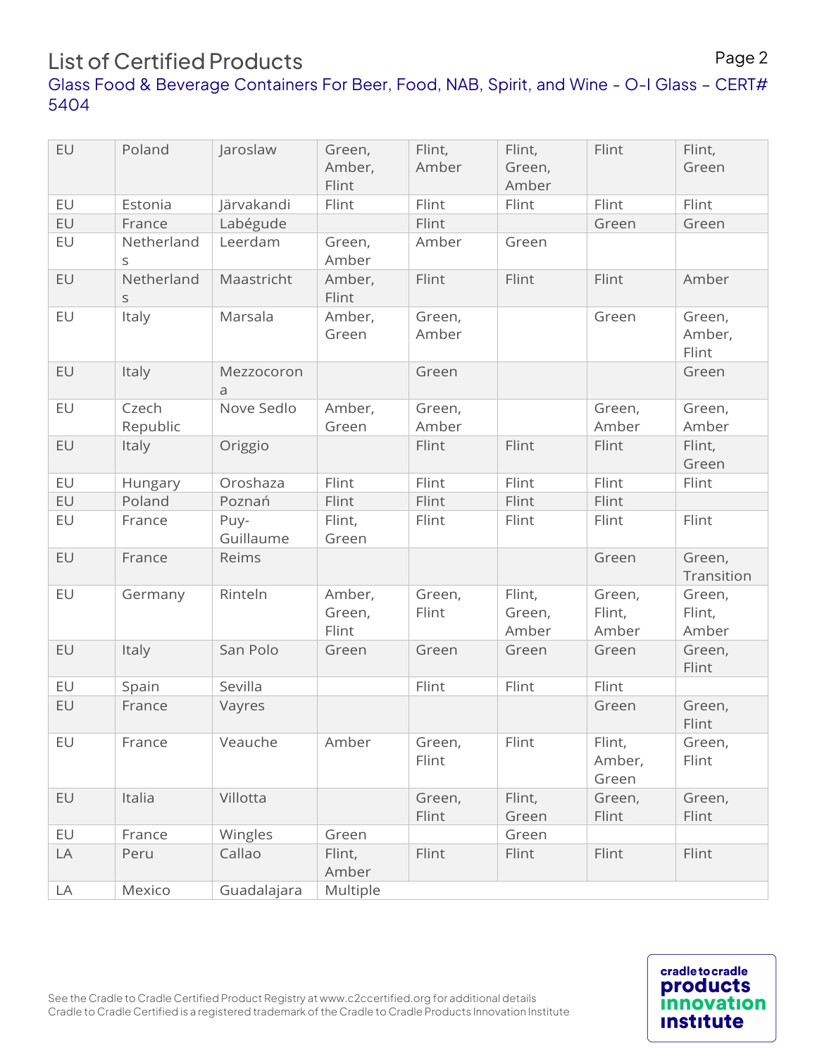# List of Certified Products

Glass Food & Beverage Containers For Beer, Food, NAB, Spirit, and Wine - O-I Glass – CERT# 5404

| | | | | | | | |
|---|---|---|---|---|---|---|---|
| EU | Poland | Jaroslaw | Green, Amber, Flint | Flint, Amber | Flint, Green, Amber | Flint | Flint, Green |
| EU | Estonia | Järvakandi | Flint | Flint | Flint | Flint | Flint |
| EU | France | Labégude | | Flint | | Green | Green |
| EU | Netherlands | Leerdam | Green, Amber | Amber | Green | | |
| EU | Netherlands | Maastricht | Amber, Flint | Flint | Flint | Flint | Amber |
| EU | Italy | Marsala | Amber, Green | Green, Amber | | Green | Green, Amber, Flint |
| EU | Italy | Mezzocorona | | Green | | | Green |
| EU | Czech Republic | Nove Sedlo | Amber, Green | Green, Amber | | Green, Amber | Green, Amber |
| EU | Italy | Origgio | | Flint | Flint | Flint | Flint, Green |
| EU | Hungary | Oroshaza | Flint | Flint | Flint | Flint | Flint |
| EU | Poland | Poznań | Flint | Flint | Flint | Flint | |
| EU | France | Puy-Guillaume | Flint, Green | Flint | Flint | Flint | Flint |
| EU | France | Reims | | | | Green | Green, Transition |
| EU | Germany | Rinteln | Amber, Green, Flint | Green, Flint | Flint, Green, Amber | Green, Flint, Amber | Green, Flint, Amber |
| EU | Italy | San Polo | Green | Green | Green | Green | Green, Flint |
| EU | Spain | Sevilla | | Flint | Flint | Flint | |
| EU | France | Vayres | | | | Green | Green, Flint |
| EU | France | Veauche | Amber | Green, Flint | Flint | Flint, Amber, Green | Green, Flint |
| EU | Italia | Villotta | | Green, Flint | Flint, Green | Green, Flint | Green, Flint |
| EU | France | Wingles | Green | | Green | | |
| LA | Peru | Callao | Flint, Amber | Flint | Flint | Flint | Flint |
| LA | Mexico | Guadalajara | Multiple | | | | |

See the Cradle to Cradle Certified Product Registry at www.c2ccertified.org for additional details
Cradle to Cradle Certified is a registered trademark of the Cradle to Cradle Products Innovation Institute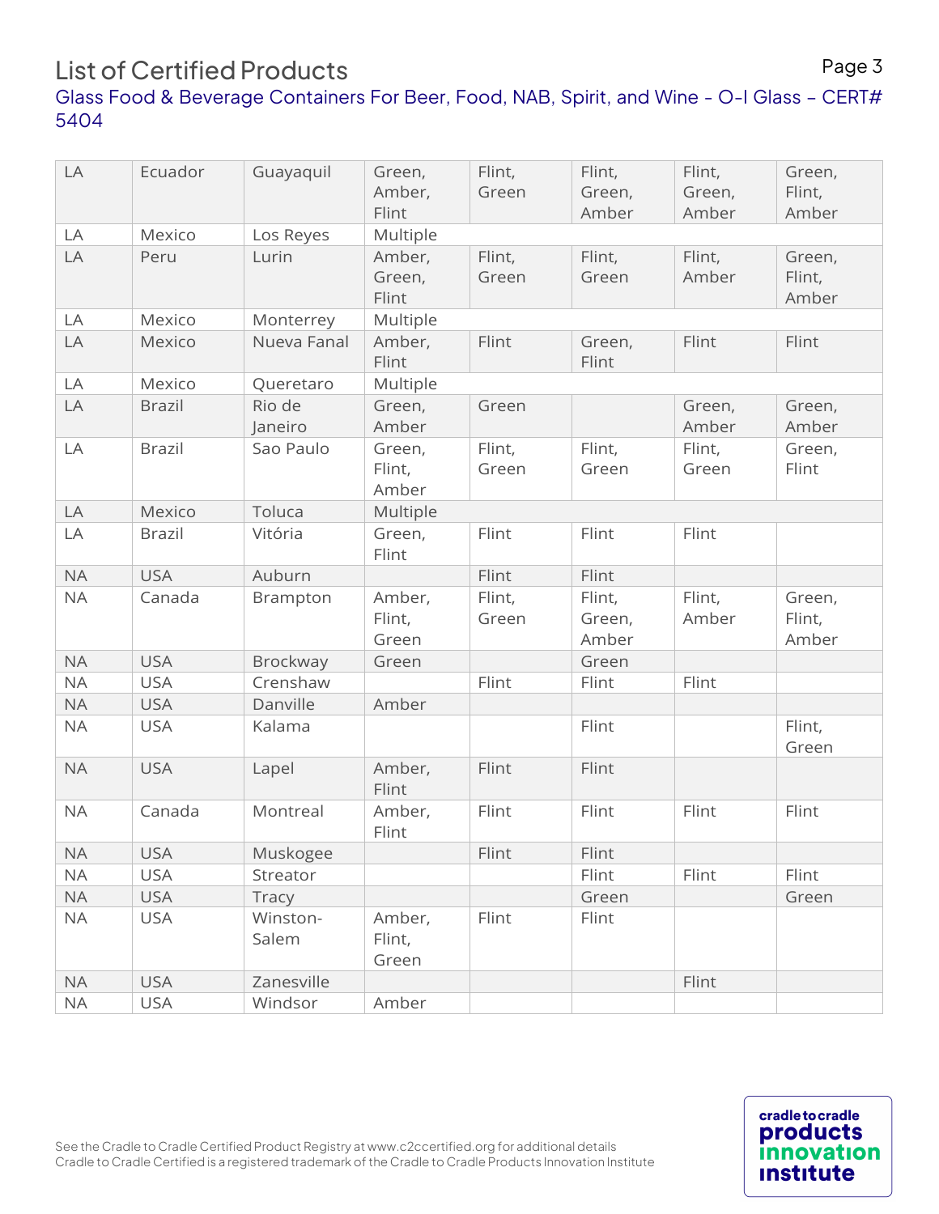# List of Certified Products

Glass Food & Beverage Containers For Beer, Food, NAB, Spirit, and Wine - O-I Glass – CERT# 5404

| | | | | | | | |
|---|---|---|---|---|---|---|---|
| LA | Ecuador | Guayaquil | Green, Amber, Flint | Flint, Green | Flint, Green, Amber | Flint, Green, Amber | Green, Flint, Amber |
| LA | Mexico | Los Reyes | Multiple | | | | |
| LA | Peru | Lurin | Amber, Green, Flint | Flint, Green | Flint, Green | Flint, Amber | Green, Flint, Amber |
| LA | Mexico | Monterrey | Multiple | | | | |
| LA | Mexico | Nueva Fanal | Amber, Flint | Flint | Green, Flint | Flint | Flint |
| LA | Mexico | Queretaro | Multiple | | | | |
| LA | Brazil | Rio de Janeiro | Green, Amber | Green | | Green, Amber | Green, Amber |
| LA | Brazil | Sao Paulo | Green, Flint, Amber | Flint, Green | Flint, Green | Flint, Green | Green, Flint |
| LA | Mexico | Toluca | Multiple | | | | |
| LA | Brazil | Vitória | Green, Flint | Flint | Flint | Flint | |
| NA | USA | Auburn | | Flint | Flint | | |
| NA | Canada | Brampton | Amber, Flint, Green | Flint, Green | Flint, Green, Amber | Flint, Amber | Green, Flint, Amber |
| NA | USA | Brockway | Green | | Green | | |
| NA | USA | Crenshaw | | Flint | Flint | Flint | |
| NA | USA | Danville | Amber | | | | |
| NA | USA | Kalama | | | Flint | | Flint, Green |
| NA | USA | Lapel | Amber, Flint | Flint | Flint | | |
| NA | Canada | Montreal | Amber, Flint | Flint | Flint | Flint | Flint |
| NA | USA | Muskogee | | Flint | Flint | | |
| NA | USA | Streator | | | Flint | Flint | Flint |
| NA | USA | Tracy | | | Green | | Green |
| NA | USA | Winston-Salem | Amber, Flint, Green | Flint | Flint | | |
| NA | USA | Zanesville | | | | Flint | |
| NA | USA | Windsor | Amber | | | | |

See the Cradle to Cradle Certified Product Registry at www.c2ccertified.org for additional details
Cradle to Cradle Certified is a registered trademark of the Cradle to Cradle Products Innovation Institute

cradle to cradle products innovation institute